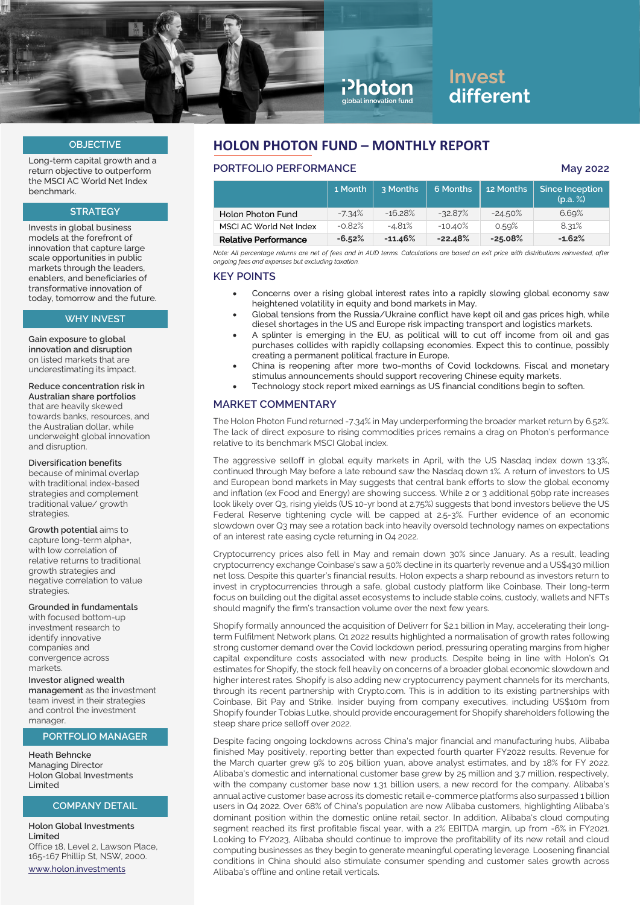Photon
global innovation fund

Invest different

# HOLON PHOTON FUND – MONTHLY REPORT

## PORTFOLIO PERFORMANCE

May 2022

| | 1 Month | 3 Months | 6 Months | 12 Months | Since Inception (p.a. %) |
|---|---|---|---|---|---|
| Holon Photon Fund | -7.34% | -16.28% | -32.87% | -24.50% | 6.69% |
| MSCI AC World Net Index | -0.82% | -4.81% | -10.40% | 0.59% | 8.31% |
| **Relative Performance** | **-6.52%** | **-11.46%** | **-22.48%** | **-25.08%** | **-1.62%** |

*Note: All percentage returns are net of fees and in AUD terms. Calculations are based on exit price with distributions reinvested, after ongoing fees and expenses but excluding taxation.*

## KEY POINTS

- Concerns over a rising global interest rates into a rapidly slowing global economy saw heightened volatility in equity and bond markets in May.
- Global tensions from the Russia/Ukraine conflict have kept oil and gas prices high, while diesel shortages in the US and Europe risk impacting transport and logistics markets.
- A splinter is emerging in the EU, as political will to cut off income from oil and gas purchases collides with rapidly collapsing economies. Expect this to continue, possibly creating a permanent political fracture in Europe.
- China is reopening after more two-months of Covid lockdowns. Fiscal and monetary stimulus announcements should support recovering Chinese equity markets.
- Technology stock report mixed earnings as US financial conditions begin to soften.

## MARKET COMMENTARY

The Holon Photon Fund returned -7.34% in May underperforming the broader market return by 6.52%. The lack of direct exposure to rising commodities prices remains a drag on Photon's performance relative to its benchmark MSCI Global index.

The aggressive selloff in global equity markets in April, with the US Nasdaq index down 13.3%, continued through May before a late rebound saw the Nasdaq down 1%. A return of investors to US and European bond markets in May suggests that central bank efforts to slow the global economy and inflation (ex Food and Energy) are showing success. While 2 or 3 additional 50bp rate increases look likely over Q3, rising yields (US 10-yr bond at 2.75%) suggests that bond investors believe the US Federal Reserve tightening cycle will be capped at 2.5-3%. Further evidence of an economic slowdown over Q3 may see a rotation back into heavily oversold technology names on expectations of an interest rate easing cycle returning in Q4 2022.

Cryptocurrency prices also fell in May and remain down 30% since January. As a result, leading cryptocurrency exchange Coinbase's saw a 50% decline in its quarterly revenue and a US$430 million net loss. Despite this quarter's financial results, Holon expects a sharp rebound as investors return to invest in cryptocurrencies through a safe, global custody platform like Coinbase. Their long-term focus on building out the digital asset ecosystems to include stable coins, custody, wallets and NFTs should magnify the firm's transaction volume over the next few years.

Shopify formally announced the acquisition of Deliverr for $2.1 billion in May, accelerating their long-term Fulfilment Network plans. Q1 2022 results highlighted a normalisation of growth rates following strong customer demand over the Covid lockdown period, pressuring operating margins from higher capital expenditure costs associated with new products. Despite being in line with Holon's Q1 estimates for Shopify, the stock fell heavily on concerns of a broader global economic slowdown and higher interest rates. Shopify is also adding new cryptocurrency payment channels for its merchants, through its recent partnership with Crypto.com. This is in addition to its existing partnerships with Coinbase, Bit Pay and Strike. Insider buying from company executives, including US$10m from Shopify founder Tobias Lutke, should provide encouragement for Shopify shareholders following the steep share price selloff over 2022.

Despite facing ongoing lockdowns across China's major financial and manufacturing hubs, Alibaba finished May positively, reporting better than expected fourth quarter FY2022 results. Revenue for the March quarter grew 9% to 205 billion yuan, above analyst estimates, and by 18% for FY 2022. Alibaba's domestic and international customer base grew by 25 million and 3.7 million, respectively, with the company customer base now 1.31 billion users, a new record for the company. Alibaba's annual active customer base across its domestic retail e-commerce platforms also surpassed 1 billion users in Q4 2022. Over 68% of China's population are now Alibaba customers, highlighting Alibaba's dominant position within the domestic online retail sector. In addition, Alibaba's cloud computing segment reached its first profitable fiscal year, with a 2% EBITDA margin, up from -6% in FY2021. Looking to FY2023, Alibaba should continue to improve the profitability of its new retail and cloud computing businesses as they begin to generate meaningful operating leverage. Loosening financial conditions in China should also stimulate consumer spending and customer sales growth across Alibaba's offline and online retail verticals.

### OBJECTIVE

Long-term capital growth and a return objective to outperform the MSCI AC World Net Index benchmark.

### STRATEGY

Invests in global business models at the forefront of innovation that capture large scale opportunities in public markets through the leaders, enablers, and beneficiaries of transformative innovation of today, tomorrow and the future.

### WHY INVEST

**Gain exposure to global innovation and disruption** on listed markets that are underestimating its impact.

**Reduce concentration risk in Australian share portfolios** that are heavily skewed towards banks, resources, and the Australian dollar, while underweight global innovation and disruption.

**Diversification benefits** because of minimal overlap with traditional index-based strategies and complement traditional value/ growth strategies.

**Growth potential** aims to capture long-term alpha+, with low correlation of relative returns to traditional growth strategies and negative correlation to value strategies.

**Grounded in fundamentals** with focused bottom-up investment research to identify innovative companies and convergence across markets.

**Investor aligned wealth management** as the investment team invest in their strategies and control the investment manager.

### PORTFOLIO MANAGER

Heath Behncke
Managing Director
Holon Global Investments Limited

### COMPANY DETAIL

**Holon Global Investments Limited**
Office 18, Level 2, Lawson Place, 165-167 Phillip St, NSW, 2000.
www.holon.investments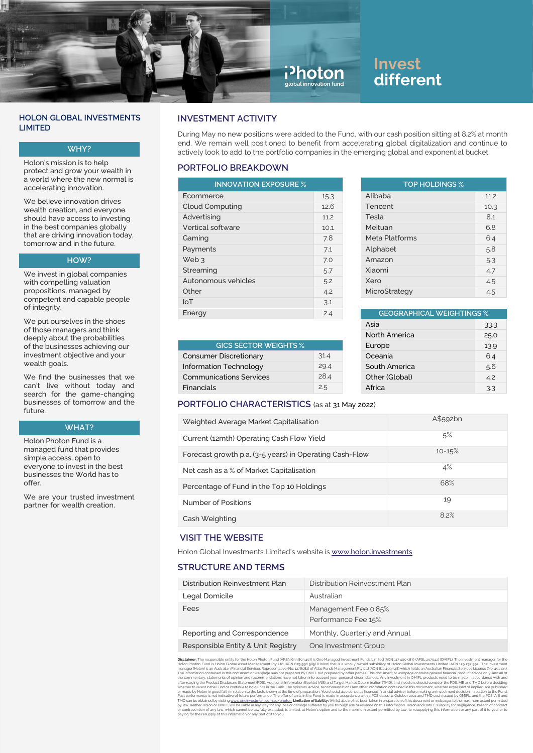Photon
global innovation fund

Invest different

## HOLON GLOBAL INVESTMENTS LIMITED

### WHY?

Holon's mission is to help protect and grow your wealth in a world where the new normal is accelerating innovation.

We believe innovation drives wealth creation, and everyone should have access to investing in the best companies globally that are driving innovation today, tomorrow and in the future.

### HOW?

We invest in global companies with compelling valuation propositions, managed by competent and capable people of integrity.

We put ourselves in the shoes of those managers and think deeply about the probabilities of the businesses achieving our investment objective and your wealth goals.

We find the businesses that we can't live without today and search for the game-changing businesses of tomorrow and the future.

### WHAT?

Holon Photon Fund is a managed fund that provides simple access, open to everyone to invest in the best businesses the World has to offer.

We are your trusted investment partner for wealth creation.

## INVESTMENT ACTIVITY

During May no new positions were added to the Fund, with our cash position sitting at 8.2% at month end. We remain well positioned to benefit from accelerating global digitalization and continue to actively look to add to the portfolio companies in the emerging global and exponential bucket.

## PORTFOLIO BREAKDOWN

| INNOVATION EXPOSURE % | |
|---|---|
| Ecommerce | 15.3 |
| Cloud Computing | 12.6 |
| Advertising | 11.2 |
| Vertical software | 10.1 |
| Gaming | 7.8 |
| Payments | 7.1 |
| Web 3 | 7.0 |
| Streaming | 5.7 |
| Autonomous vehicles | 5.2 |
| Other | 4.2 |
| IoT | 3.1 |
| Energy | 2.4 |

| TOP HOLDINGS % | |
|---|---|
| Alibaba | 11.2 |
| Tencent | 10.3 |
| Tesla | 8.1 |
| Meituan | 6.8 |
| Meta Platforms | 6.4 |
| Alphabet | 5.8 |
| Amazon | 5.3 |
| Xiaomi | 4.7 |
| Xero | 4.5 |
| MicroStrategy | 4.5 |

| GICS SECTOR WEIGHTS % | |
|---|---|
| Consumer Discretionary | 31.4 |
| Information Technology | 29.4 |
| Communications Services | 28.4 |
| Financials | 2.5 |

| GEOGRAPHICAL WEIGHTINGS % | |
|---|---|
| Asia | 33.3 |
| North America | 25.0 |
| Europe | 13.9 |
| Oceania | 6.4 |
| South America | 5.6 |
| Other (Global) | 4.2 |
| Africa | 3.3 |

## PORTFOLIO CHARACTERISTICS (as at 31 May 2022)

| | |
|---|---|
| Weighted Average Market Capitalisation | A$592bn |
| Current (12mth) Operating Cash Flow Yield | 5% |
| Forecast growth p.a. (3-5 years) in Operating Cash-Flow | 10-15% |
| Net cash as a % of Market Capitalisation | 4% |
| Percentage of Fund in the Top 10 Holdings | 68% |
| Number of Positions | 19 |
| Cash Weighting | 8.2% |

## VISIT THE WEBSITE

Holon Global Investments Limited's website is www.holon.investments

## STRUCTURE AND TERMS

| | |
|---|---|
| Distribution Reinvestment Plan | Distribution Reinvestment Plan |
| Legal Domicile | Australian |
| Fees | Management Fee 0.85%<br>Performance Fee 15% |
| Reporting and Correspondence | Monthly, Quarterly and Annual |
| Responsible Entity & Unit Registry | One Investment Group |

**Disclaimer:** The responsible entity for the Holon Photon Fund (ARSN 633 803 497) is One Managed Investment Funds Limited (ACN 117 400 987) (AFSL 297042) (OMIFL). The investment manager for the Holon Photon Fund is Holon Global Asset Management Pty Ltd (ACN 629 590 585) (Holon) that is a wholly owned subsidiary of Holon Global Investments Limited (ACN 129 237 592). The investment manager (Holon) is an Australian Financial Services Representative (No. 1276082) of Atlas Funds Management Pty Ltd (ACN 612 499 528) which holds an Australian Financial Services Licence (No. 491395). The information contained in this document or webpage was not prepared by OMIFL but prepared by other parties. This document or webpage contains general financial product advice only, and all of the commentary, statements of opinion and recommendations have not taken into account your personal circumstances. Any investment in OMIFL products need to be made in accordance with and after reading the Product Disclosure Statement (PDS), Additional Information Booklet (AIB) and Target Market Determination (TMD), and investors should consider the PDS, AIB and TMD before deciding whether to invest in the Fund or continue to hold units in the Fund. The opinions, advice, recommendations and other information contained in this document, whether expressed or implied, are published or made by Holon in good faith in relation to the facts known at the time of preparation. You should also consult a licensed financial adviser before making an investment decision in relation to the Fund. Past performance is not indicative of future performance. The offer of units in the Fund is made in accordance with a PDS dated 11 October 2021 and TMD each issued by OMIFL, and the PDS, AIB and TMD can be obtained by visiting www.oneinvestment.com.au/photon. **Limitation of liability:** Whilst all care has been taken in preparation of this document or webpage, to the maximum extent permitted by law, neither Holon or OMIFL will be liable in any way for any loss or damage suffered by you through use or reliance on this information. Holon and OMIFL's liability for negligence, breach of contract or contravention of any law, which cannot be lawfully excluded, is limited, at Holon's option and to the maximum extent permitted by law, to resupplying this information or any part of it to you, or to paying for the resupply of this information or any part of it to you.